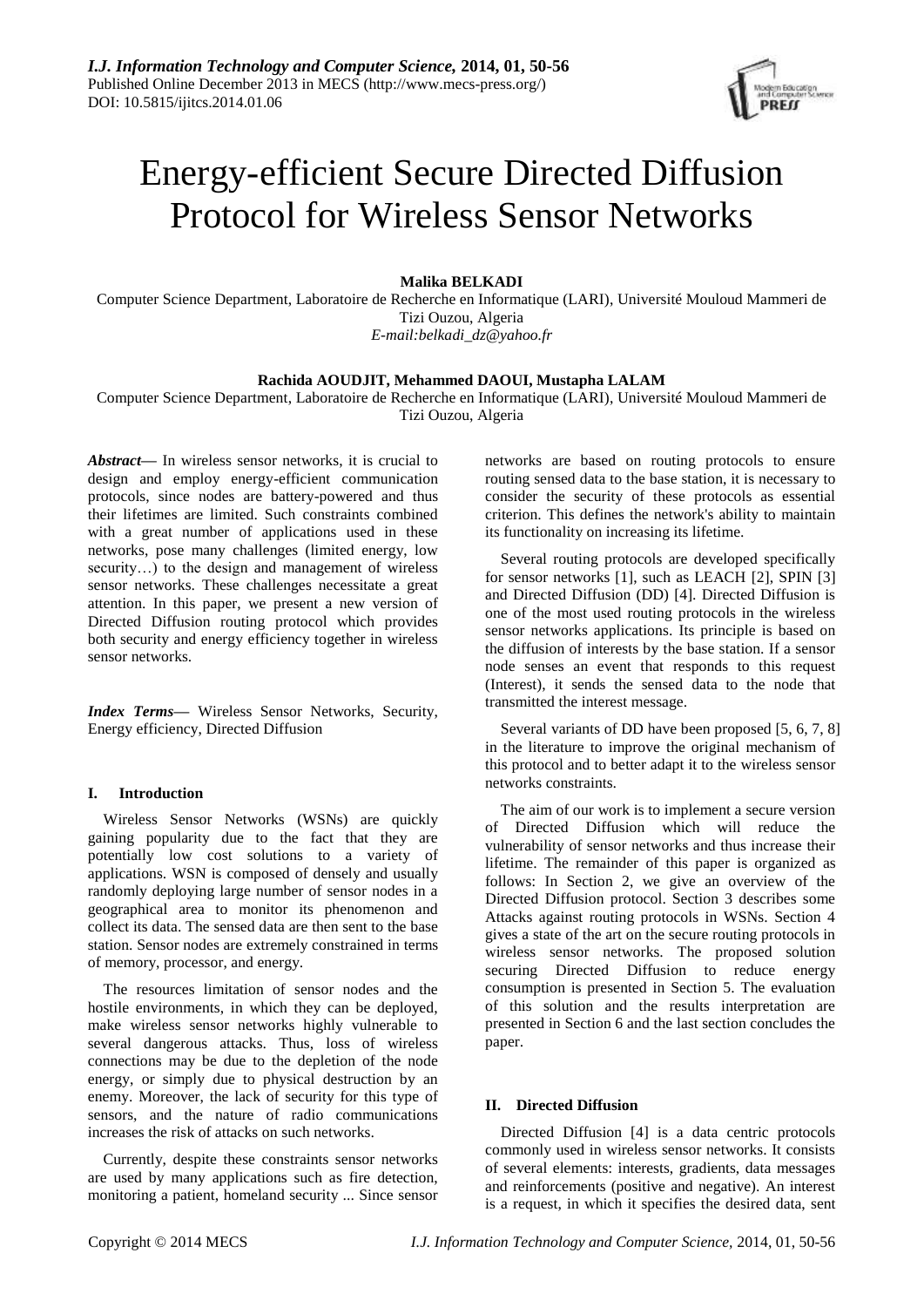# Energy-efficient Secure Directed Diffusion Protocol for Wireless Sensor Networks

**Malika BELKADI**

Computer Science Department, Laboratoire de Recherche en Informatique (LARI), Université Mouloud Mammeri de Tizi Ouzou, Algeria

*E-mail:belkadi_dz@yahoo.fr*

**Rachida AOUDJIT, Mehammed DAOUI, Mustapha LALAM**

Computer Science Department, Laboratoire de Recherche en Informatique (LARI), Université Mouloud Mammeri de Tizi Ouzou, Algeria

***Abstract*****—** In wireless sensor networks, it is crucial to design and employ energy-efficient communication protocols, since nodes are battery-powered and thus their lifetimes are limited. Such constraints combined with a great number of applications used in these networks, pose many challenges (limited energy, low security…) to the design and management of wireless sensor networks. These challenges necessitate a great attention. In this paper, we present a new version of Directed Diffusion routing protocol which provides both security and energy efficiency together in wireless sensor networks.

***Index Terms*****—** Wireless Sensor Networks, Security, Energy efficiency, Directed Diffusion

## I. Introduction

Wireless Sensor Networks (WSNs) are quickly gaining popularity due to the fact that they are potentially low cost solutions to a variety of applications. WSN is composed of densely and usually randomly deploying large number of sensor nodes in a geographical area to monitor its phenomenon and collect its data. The sensed data are then sent to the base station. Sensor nodes are extremely constrained in terms of memory, processor, and energy.

The resources limitation of sensor nodes and the hostile environments, in which they can be deployed, make wireless sensor networks highly vulnerable to several dangerous attacks. Thus, loss of wireless connections may be due to the depletion of the node energy, or simply due to physical destruction by an enemy. Moreover, the lack of security for this type of sensors, and the nature of radio communications increases the risk of attacks on such networks.

Currently, despite these constraints sensor networks are used by many applications such as fire detection, monitoring a patient, homeland security ... Since sensor networks are based on routing protocols to ensure routing sensed data to the base station, it is necessary to consider the security of these protocols as essential criterion. This defines the network's ability to maintain its functionality on increasing its lifetime.

Several routing protocols are developed specifically for sensor networks [1], such as LEACH [2], SPIN [3] and Directed Diffusion (DD) [4]. Directed Diffusion is one of the most used routing protocols in the wireless sensor networks applications. Its principle is based on the diffusion of interests by the base station. If a sensor node senses an event that responds to this request (Interest), it sends the sensed data to the node that transmitted the interest message.

Several variants of DD have been proposed [5, 6, 7, 8] in the literature to improve the original mechanism of this protocol and to better adapt it to the wireless sensor networks constraints.

The aim of our work is to implement a secure version of Directed Diffusion which will reduce the vulnerability of sensor networks and thus increase their lifetime. The remainder of this paper is organized as follows: In Section 2, we give an overview of the Directed Diffusion protocol. Section 3 describes some Attacks against routing protocols in WSNs. Section 4 gives a state of the art on the secure routing protocols in wireless sensor networks. The proposed solution securing Directed Diffusion to reduce energy consumption is presented in Section 5. The evaluation of this solution and the results interpretation are presented in Section 6 and the last section concludes the paper.

## II. Directed Diffusion

Directed Diffusion [4] is a data centric protocols commonly used in wireless sensor networks. It consists of several elements: interests, gradients, data messages and reinforcements (positive and negative). An interest is a request, in which it specifies the desired data, sent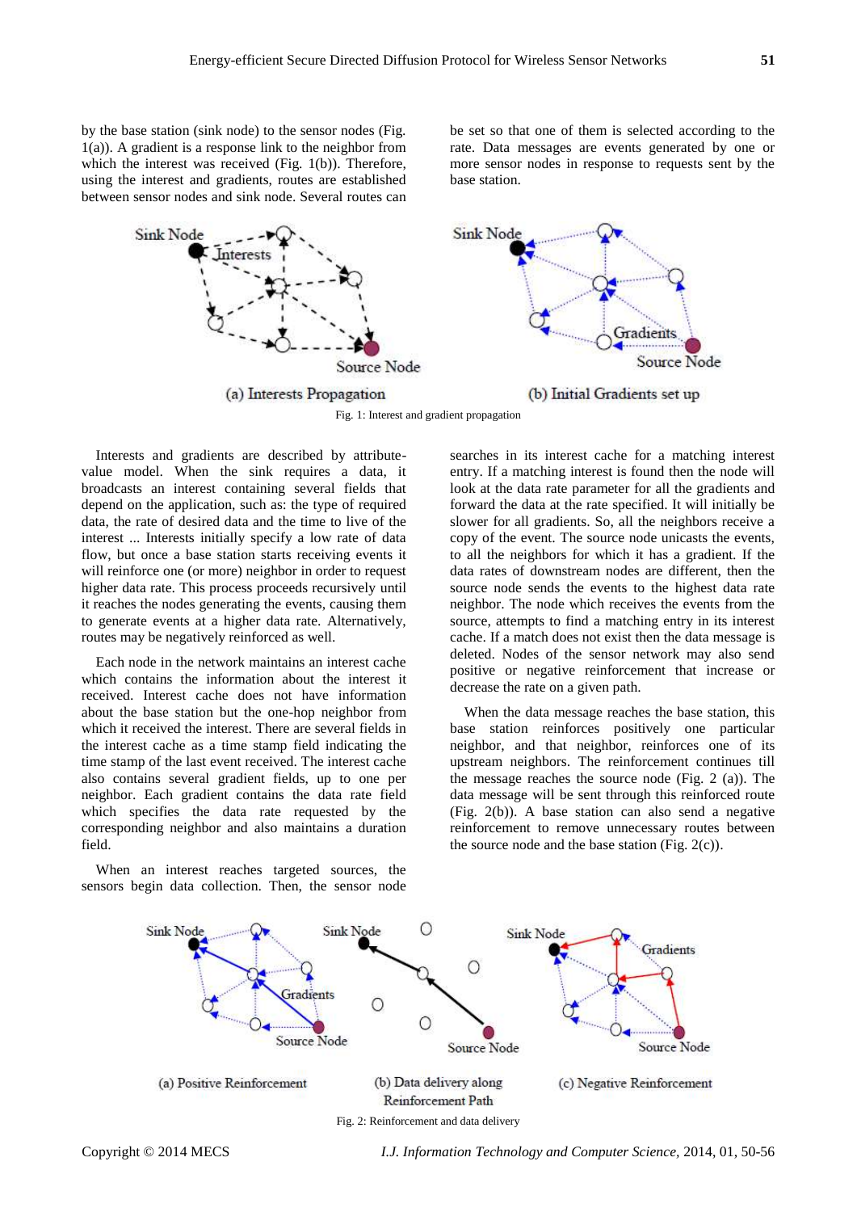by the base station (sink node) to the sensor nodes (Fig. 1(a)). A gradient is a response link to the neighbor from which the interest was received (Fig. 1(b)). Therefore, using the interest and gradients, routes are established between sensor nodes and sink node. Several routes can be set so that one of them is selected according to the rate. Data messages are events generated by one or more sensor nodes in response to requests sent by the base station.

Fig. 1: Interest and gradient propagation

Interests and gradients are described by attribute-value model. When the sink requires a data, it broadcasts an interest containing several fields that depend on the application, such as: the type of required data, the rate of desired data and the time to live of the interest ... Interests initially specify a low rate of data flow, but once a base station starts receiving events it will reinforce one (or more) neighbor in order to request higher data rate. This process proceeds recursively until it reaches the nodes generating the events, causing them to generate events at a higher data rate. Alternatively, routes may be negatively reinforced as well.

Each node in the network maintains an interest cache which contains the information about the interest it received. Interest cache does not have information about the base station but the one-hop neighbor from which it received the interest. There are several fields in the interest cache as a time stamp field indicating the time stamp of the last event received. The interest cache also contains several gradient fields, up to one per neighbor. Each gradient contains the data rate field which specifies the data rate requested by the corresponding neighbor and also maintains a duration field.

When an interest reaches targeted sources, the sensors begin data collection. Then, the sensor node searches in its interest cache for a matching interest entry. If a matching interest is found then the node will look at the data rate parameter for all the gradients and forward the data at the rate specified. It will initially be slower for all gradients. So, all the neighbors receive a copy of the event. The source node unicasts the events, to all the neighbors for which it has a gradient. If the data rates of downstream nodes are different, then the source node sends the events to the highest data rate neighbor. The node which receives the events from the source, attempts to find a matching entry in its interest cache. If a match does not exist then the data message is deleted. Nodes of the sensor network may also send positive or negative reinforcement that increase or decrease the rate on a given path.

When the data message reaches the base station, this base station reinforces positively one particular neighbor, and that neighbor, reinforces one of its upstream neighbors. The reinforcement continues till the message reaches the source node (Fig. 2 (a)). The data message will be sent through this reinforced route (Fig. 2(b)). A base station can also send a negative reinforcement to remove unnecessary routes between the source node and the base station (Fig. 2(c)).

Fig. 2: Reinforcement and data delivery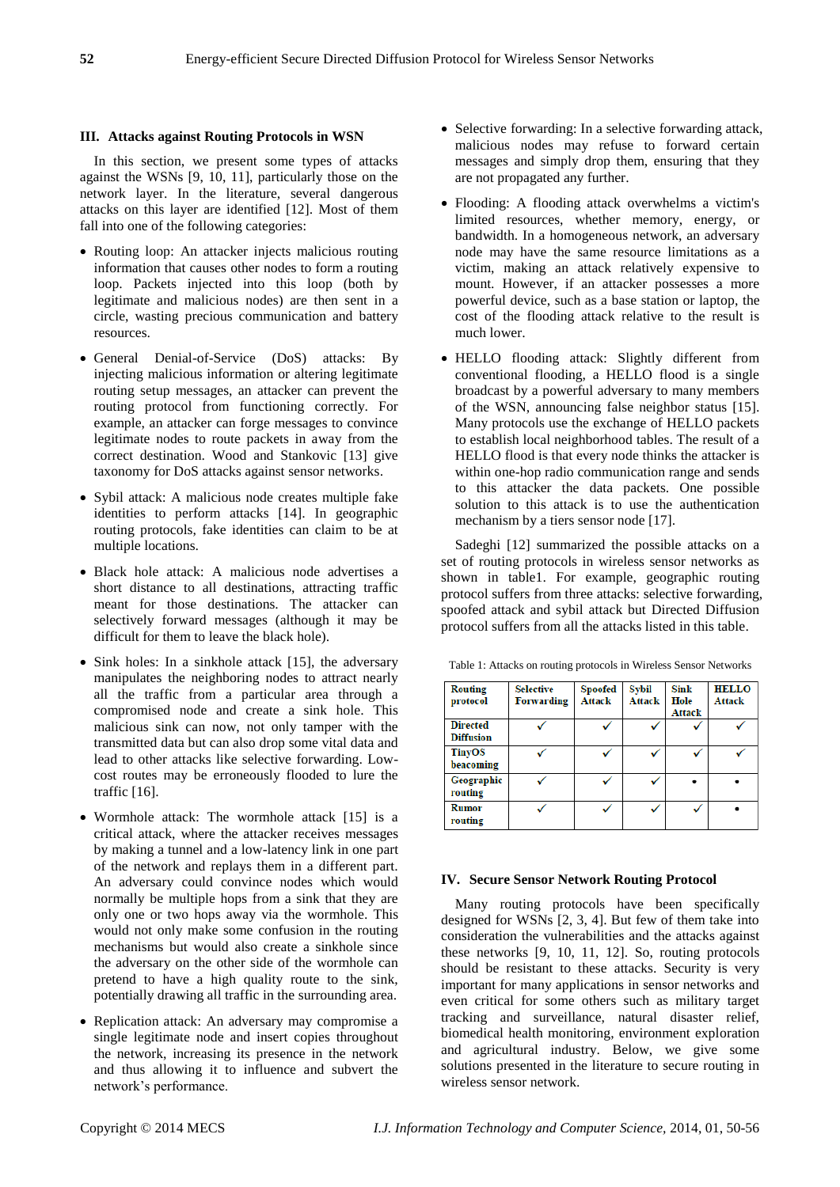## III. Attacks against Routing Protocols in WSN

In this section, we present some types of attacks against the WSNs [9, 10, 11], particularly those on the network layer. In the literature, several dangerous attacks on this layer are identified [12]. Most of them fall into one of the following categories:

- Routing loop: An attacker injects malicious routing information that causes other nodes to form a routing loop. Packets injected into this loop (both by legitimate and malicious nodes) are then sent in a circle, wasting precious communication and battery resources.
- General Denial-of-Service (DoS) attacks: By injecting malicious information or altering legitimate routing setup messages, an attacker can prevent the routing protocol from functioning correctly. For example, an attacker can forge messages to convince legitimate nodes to route packets in away from the correct destination. Wood and Stankovic [13] give taxonomy for DoS attacks against sensor networks.
- Sybil attack: A malicious node creates multiple fake identities to perform attacks [14]. In geographic routing protocols, fake identities can claim to be at multiple locations.
- Black hole attack: A malicious node advertises a short distance to all destinations, attracting traffic meant for those destinations. The attacker can selectively forward messages (although it may be difficult for them to leave the black hole).
- Sink holes: In a sinkhole attack [15], the adversary manipulates the neighboring nodes to attract nearly all the traffic from a particular area through a compromised node and create a sink hole. This malicious sink can now, not only tamper with the transmitted data but can also drop some vital data and lead to other attacks like selective forwarding. Low-cost routes may be erroneously flooded to lure the traffic [16].
- Wormhole attack: The wormhole attack [15] is a critical attack, where the attacker receives messages by making a tunnel and a low-latency link in one part of the network and replays them in a different part. An adversary could convince nodes which would normally be multiple hops from a sink that they are only one or two hops away via the wormhole. This would not only make some confusion in the routing mechanisms but would also create a sinkhole since the adversary on the other side of the wormhole can pretend to have a high quality route to the sink, potentially drawing all traffic in the surrounding area.
- Replication attack: An adversary may compromise a single legitimate node and insert copies throughout the network, increasing its presence in the network and thus allowing it to influence and subvert the network's performance.
- Selective forwarding: In a selective forwarding attack, malicious nodes may refuse to forward certain messages and simply drop them, ensuring that they are not propagated any further.
- Flooding: A flooding attack overwhelms a victim's limited resources, whether memory, energy, or bandwidth. In a homogeneous network, an adversary node may have the same resource limitations as a victim, making an attack relatively expensive to mount. However, if an attacker possesses a more powerful device, such as a base station or laptop, the cost of the flooding attack relative to the result is much lower.
- HELLO flooding attack: Slightly different from conventional flooding, a HELLO flood is a single broadcast by a powerful adversary to many members of the WSN, announcing false neighbor status [15]. Many protocols use the exchange of HELLO packets to establish local neighborhood tables. The result of a HELLO flood is that every node thinks the attacker is within one-hop radio communication range and sends to this attacker the data packets. One possible solution to this attack is to use the authentication mechanism by a tiers sensor node [17].

Sadeghi [12] summarized the possible attacks on a set of routing protocols in wireless sensor networks as shown in table1. For example, geographic routing protocol suffers from three attacks: selective forwarding, spoofed attack and sybil attack but Directed Diffusion protocol suffers from all the attacks listed in this table.

Table 1: Attacks on routing protocols in Wireless Sensor Networks

| Routing protocol | Selective Forwarding | Spoofed Attack | Sybil Attack | Sink Hole Attack | HELLO Attack |
|---|---|---|---|---|---|
| Directed Diffusion | ✓ | ✓ | ✓ | ✓ | ✓ |
| TinyOS beaconing | ✓ | ✓ | ✓ | ✓ | ✓ |
| Geographic routing | ✓ | ✓ | ✓ | • | • |
| Rumor routing | ✓ | ✓ | ✓ | ✓ | • |

## IV. Secure Sensor Network Routing Protocol

Many routing protocols have been specifically designed for WSNs [2, 3, 4]. But few of them take into consideration the vulnerabilities and the attacks against these networks [9, 10, 11, 12]. So, routing protocols should be resistant to these attacks. Security is very important for many applications in sensor networks and even critical for some others such as military target tracking and surveillance, natural disaster relief, biomedical health monitoring, environment exploration and agricultural industry. Below, we give some solutions presented in the literature to secure routing in wireless sensor network.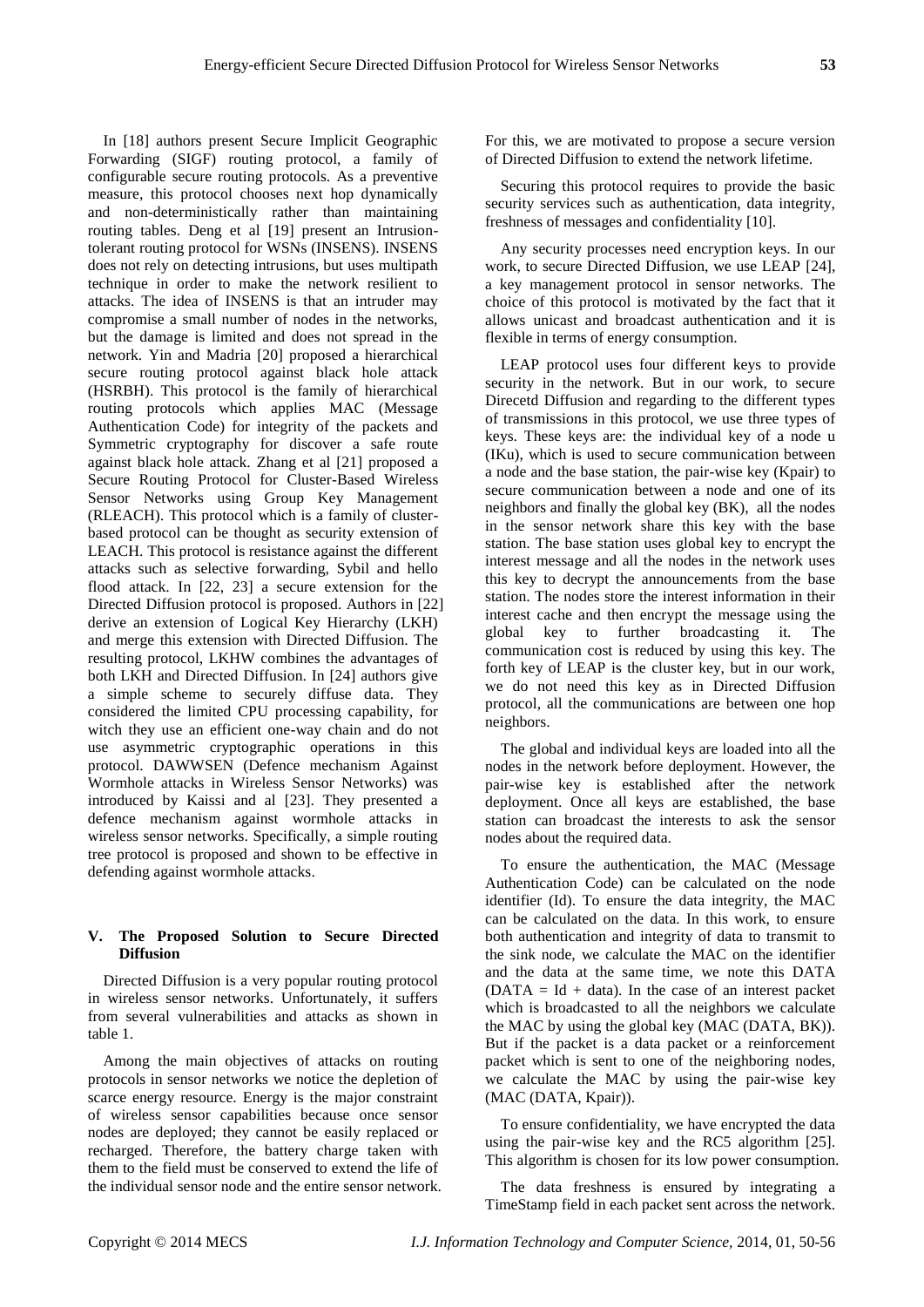In [18] authors present Secure Implicit Geographic Forwarding (SIGF) routing protocol, a family of configurable secure routing protocols. As a preventive measure, this protocol chooses next hop dynamically and non-deterministically rather than maintaining routing tables. Deng et al [19] present an Intrusion-tolerant routing protocol for WSNs (INSENS). INSENS does not rely on detecting intrusions, but uses multipath technique in order to make the network resilient to attacks. The idea of INSENS is that an intruder may compromise a small number of nodes in the networks, but the damage is limited and does not spread in the network. Yin and Madria [20] proposed a hierarchical secure routing protocol against black hole attack (HSRBH). This protocol is the family of hierarchical routing protocols which applies MAC (Message Authentication Code) for integrity of the packets and Symmetric cryptography for discover a safe route against black hole attack. Zhang et al [21] proposed a Secure Routing Protocol for Cluster-Based Wireless Sensor Networks using Group Key Management (RLEACH). This protocol which is a family of cluster-based protocol can be thought as security extension of LEACH. This protocol is resistance against the different attacks such as selective forwarding, Sybil and hello flood attack. In [22, 23] a secure extension for the Directed Diffusion protocol is proposed. Authors in [22] derive an extension of Logical Key Hierarchy (LKH) and merge this extension with Directed Diffusion. The resulting protocol, LKHW combines the advantages of both LKH and Directed Diffusion. In [24] authors give a simple scheme to securely diffuse data. They considered the limited CPU processing capability, for witch they use an efficient one-way chain and do not use asymmetric cryptographic operations in this protocol. DAWWSEN (Defence mechanism Against Wormhole attacks in Wireless Sensor Networks) was introduced by Kaissi and al [23]. They presented a defence mechanism against wormhole attacks in wireless sensor networks. Specifically, a simple routing tree protocol is proposed and shown to be effective in defending against wormhole attacks.

## V. The Proposed Solution to Secure Directed Diffusion

Directed Diffusion is a very popular routing protocol in wireless sensor networks. Unfortunately, it suffers from several vulnerabilities and attacks as shown in table 1.

Among the main objectives of attacks on routing protocols in sensor networks we notice the depletion of scarce energy resource. Energy is the major constraint of wireless sensor capabilities because once sensor nodes are deployed; they cannot be easily replaced or recharged. Therefore, the battery charge taken with them to the field must be conserved to extend the life of the individual sensor node and the entire sensor network. For this, we are motivated to propose a secure version of Directed Diffusion to extend the network lifetime.

Securing this protocol requires to provide the basic security services such as authentication, data integrity, freshness of messages and confidentiality [10].

Any security processes need encryption keys. In our work, to secure Directed Diffusion, we use LEAP [24], a key management protocol in sensor networks. The choice of this protocol is motivated by the fact that it allows unicast and broadcast authentication and it is flexible in terms of energy consumption.

LEAP protocol uses four different keys to provide security in the network. But in our work, to secure Direcetd Diffusion and regarding to the different types of transmissions in this protocol, we use three types of keys. These keys are: the individual key of a node u (IKu), which is used to secure communication between a node and the base station, the pair-wise key (Kpair) to secure communication between a node and one of its neighbors and finally the global key (BK), all the nodes in the sensor network share this key with the base station. The base station uses global key to encrypt the interest message and all the nodes in the network uses this key to decrypt the announcements from the base station. The nodes store the interest information in their interest cache and then encrypt the message using the global key to further broadcasting it. The communication cost is reduced by using this key. The forth key of LEAP is the cluster key, but in our work, we do not need this key as in Directed Diffusion protocol, all the communications are between one hop neighbors.

The global and individual keys are loaded into all the nodes in the network before deployment. However, the pair-wise key is established after the network deployment. Once all keys are established, the base station can broadcast the interests to ask the sensor nodes about the required data.

To ensure the authentication, the MAC (Message Authentication Code) can be calculated on the node identifier (Id). To ensure the data integrity, the MAC can be calculated on the data. In this work, to ensure both authentication and integrity of data to transmit to the sink node, we calculate the MAC on the identifier and the data at the same time, we note this DATA (DATA = Id + data). In the case of an interest packet which is broadcasted to all the neighbors we calculate the MAC by using the global key (MAC (DATA, BK)). But if the packet is a data packet or a reinforcement packet which is sent to one of the neighboring nodes, we calculate the MAC by using the pair-wise key (MAC (DATA, Kpair)).

To ensure confidentiality, we have encrypted the data using the pair-wise key and the RC5 algorithm [25]. This algorithm is chosen for its low power consumption.

The data freshness is ensured by integrating a TimeStamp field in each packet sent across the network.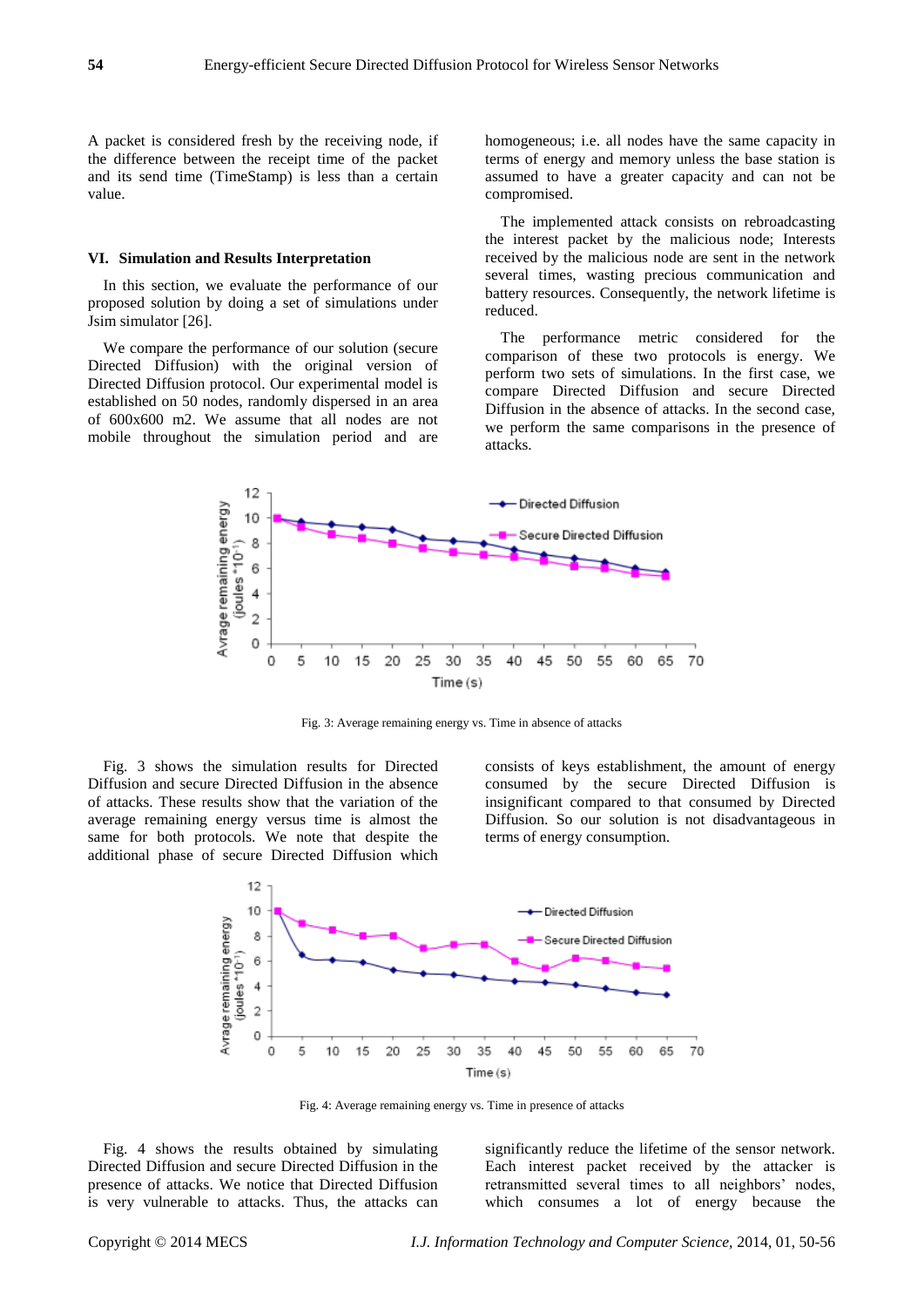A packet is considered fresh by the receiving node, if the difference between the receipt time of the packet and its send time (TimeStamp) is less than a certain value.

## VI. Simulation and Results Interpretation

In this section, we evaluate the performance of our proposed solution by doing a set of simulations under Jsim simulator [26].

We compare the performance of our solution (secure Directed Diffusion) with the original version of Directed Diffusion protocol. Our experimental model is established on 50 nodes, randomly dispersed in an area of 600x600 m2. We assume that all nodes are not mobile throughout the simulation period and are homogeneous; i.e. all nodes have the same capacity in terms of energy and memory unless the base station is assumed to have a greater capacity and can not be compromised.

The implemented attack consists on rebroadcasting the interest packet by the malicious node; Interests received by the malicious node are sent in the network several times, wasting precious communication and battery resources. Consequently, the network lifetime is reduced.

The performance metric considered for the comparison of these two protocols is energy. We perform two sets of simulations. In the first case, we compare Directed Diffusion and secure Directed Diffusion in the absence of attacks. In the second case, we perform the same comparisons in the presence of attacks.

Fig. 3: Average remaining energy vs. Time in absence of attacks

Fig. 3 shows the simulation results for Directed Diffusion and secure Directed Diffusion in the absence of attacks. These results show that the variation of the average remaining energy versus time is almost the same for both protocols. We note that despite the additional phase of secure Directed Diffusion which consists of keys establishment, the amount of energy consumed by the secure Directed Diffusion is insignificant compared to that consumed by Directed Diffusion. So our solution is not disadvantageous in terms of energy consumption.

Fig. 4: Average remaining energy vs. Time in presence of attacks

Fig. 4 shows the results obtained by simulating Directed Diffusion and secure Directed Diffusion in the presence of attacks. We notice that Directed Diffusion is very vulnerable to attacks. Thus, the attacks can significantly reduce the lifetime of the sensor network. Each interest packet received by the attacker is retransmitted several times to all neighbors' nodes, which consumes a lot of energy because the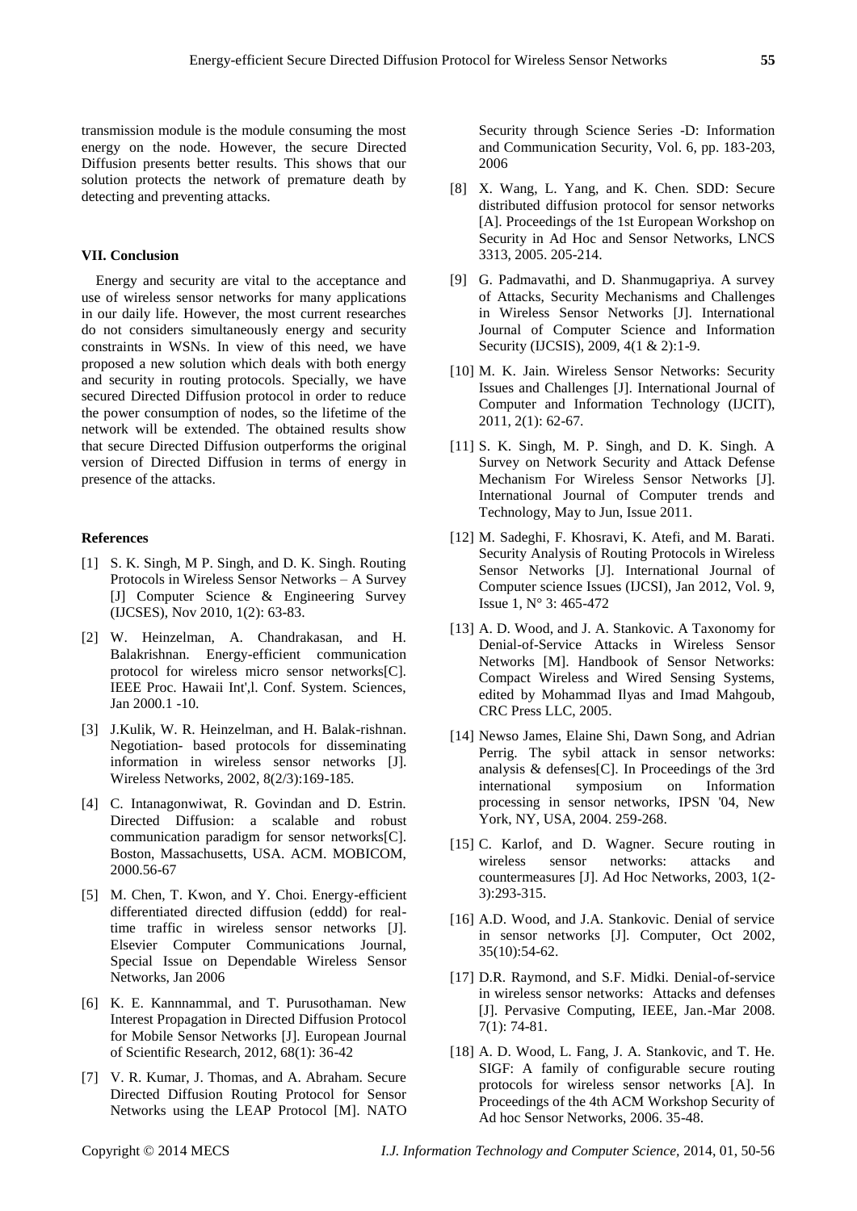transmission module is the module consuming the most energy on the node. However, the secure Directed Diffusion presents better results. This shows that our solution protects the network of premature death by detecting and preventing attacks.

### VII. Conclusion

Energy and security are vital to the acceptance and use of wireless sensor networks for many applications in our daily life. However, the most current researches do not considers simultaneously energy and security constraints in WSNs. In view of this need, we have proposed a new solution which deals with both energy and security in routing protocols. Specially, we have secured Directed Diffusion protocol in order to reduce the power consumption of nodes, so the lifetime of the network will be extended. The obtained results show that secure Directed Diffusion outperforms the original version of Directed Diffusion in terms of energy in presence of the attacks.

### References

[1] S. K. Singh, M P. Singh, and D. K. Singh. Routing Protocols in Wireless Sensor Networks – A Survey [J] Computer Science & Engineering Survey (IJCSES), Nov 2010, 1(2): 63-83.

[2] W. Heinzelman, A. Chandrakasan, and H. Balakrishnan. Energy-efficient communication protocol for wireless micro sensor networks[C]. IEEE Proc. Hawaii Int',l. Conf. System. Sciences, Jan 2000.1 -10.

[3] J.Kulik, W. R. Heinzelman, and H. Balak-rishnan. Negotiation- based protocols for disseminating information in wireless sensor networks [J]. Wireless Networks, 2002, 8(2/3):169-185.

[4] C. Intanagonwiwat, R. Govindan and D. Estrin. Directed Diffusion: a scalable and robust communication paradigm for sensor networks[C]. Boston, Massachusetts, USA. ACM. MOBICOM, 2000.56-67

[5] M. Chen, T. Kwon, and Y. Choi. Energy-efficient differentiated directed diffusion (eddd) for real-time traffic in wireless sensor networks [J]. Elsevier Computer Communications Journal, Special Issue on Dependable Wireless Sensor Networks, Jan 2006

[6] K. E. Kannnammal, and T. Purusothaman. New Interest Propagation in Directed Diffusion Protocol for Mobile Sensor Networks [J]. European Journal of Scientific Research, 2012, 68(1): 36-42

[7] V. R. Kumar, J. Thomas, and A. Abraham. Secure Directed Diffusion Routing Protocol for Sensor Networks using the LEAP Protocol [M]. NATO Security through Science Series -D: Information and Communication Security, Vol. 6, pp. 183-203, 2006

[8] X. Wang, L. Yang, and K. Chen. SDD: Secure distributed diffusion protocol for sensor networks [A]. Proceedings of the 1st European Workshop on Security in Ad Hoc and Sensor Networks, LNCS 3313, 2005. 205-214.

[9] G. Padmavathi, and D. Shanmugapriya. A survey of Attacks, Security Mechanisms and Challenges in Wireless Sensor Networks [J]. International Journal of Computer Science and Information Security (IJCSIS), 2009, 4(1 & 2):1-9.

[10] M. K. Jain. Wireless Sensor Networks: Security Issues and Challenges [J]. International Journal of Computer and Information Technology (IJCIT), 2011, 2(1): 62-67.

[11] S. K. Singh, M. P. Singh, and D. K. Singh. A Survey on Network Security and Attack Defense Mechanism For Wireless Sensor Networks [J]. International Journal of Computer trends and Technology, May to Jun, Issue 2011.

[12] M. Sadeghi, F. Khosravi, K. Atefi, and M. Barati. Security Analysis of Routing Protocols in Wireless Sensor Networks [J]. International Journal of Computer science Issues (IJCSI), Jan 2012, Vol. 9, Issue 1, N° 3: 465-472

[13] A. D. Wood, and J. A. Stankovic. A Taxonomy for Denial-of-Service Attacks in Wireless Sensor Networks [M]. Handbook of Sensor Networks: Compact Wireless and Wired Sensing Systems, edited by Mohammad Ilyas and Imad Mahgoub, CRC Press LLC, 2005.

[14] Newso James, Elaine Shi, Dawn Song, and Adrian Perrig. The sybil attack in sensor networks: analysis & defenses[C]. In Proceedings of the 3rd international symposium on Information processing in sensor networks, IPSN '04, New York, NY, USA, 2004. 259-268.

[15] C. Karlof, and D. Wagner. Secure routing in wireless sensor networks: attacks and countermeasures [J]. Ad Hoc Networks, 2003, 1(2-3):293-315.

[16] A.D. Wood, and J.A. Stankovic. Denial of service in sensor networks [J]. Computer, Oct 2002, 35(10):54-62.

[17] D.R. Raymond, and S.F. Midki. Denial-of-service in wireless sensor networks: Attacks and defenses [J]. Pervasive Computing, IEEE, Jan.-Mar 2008. 7(1): 74-81.

[18] A. D. Wood, L. Fang, J. A. Stankovic, and T. He. SIGF: A family of configurable secure routing protocols for wireless sensor networks [A]. In Proceedings of the 4th ACM Workshop Security of Ad hoc Sensor Networks, 2006. 35-48.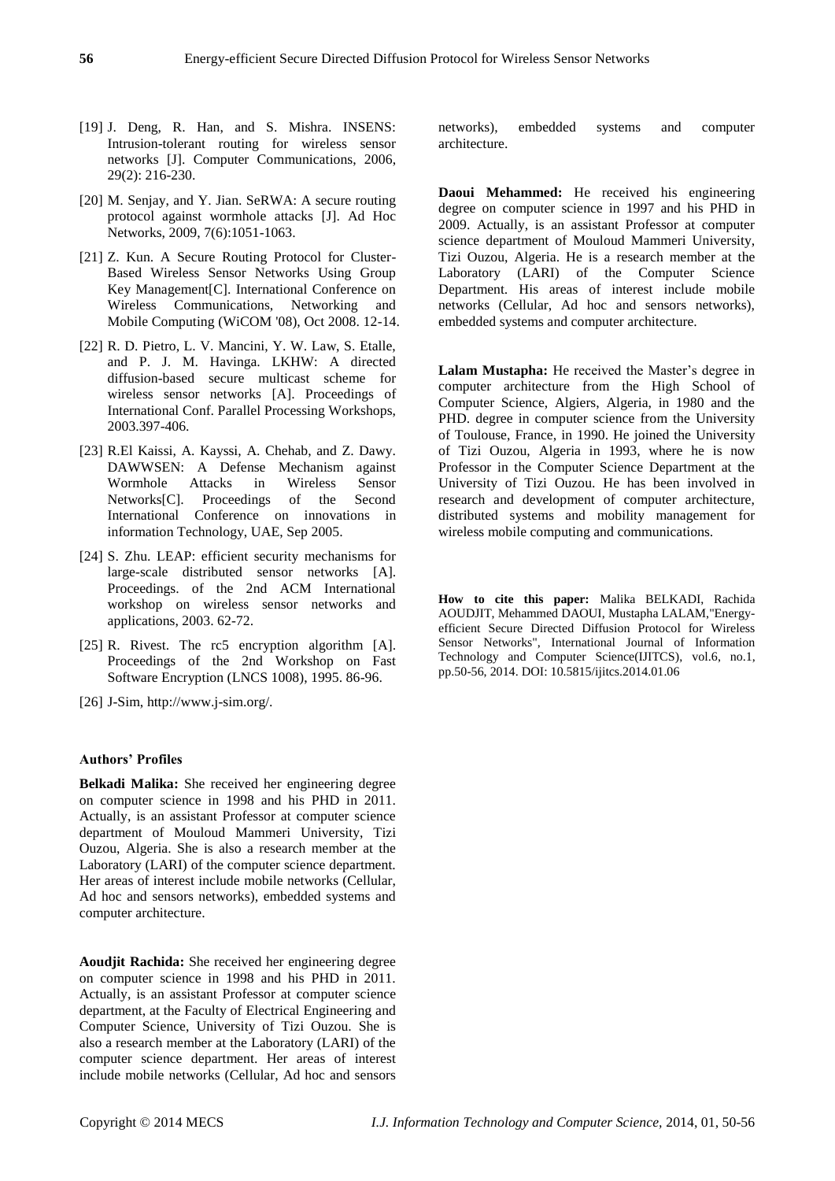[19] J. Deng, R. Han, and S. Mishra. INSENS: Intrusion-tolerant routing for wireless sensor networks [J]. Computer Communications, 2006, 29(2): 216-230.

[20] M. Senjay, and Y. Jian. SeRWA: A secure routing protocol against wormhole attacks [J]. Ad Hoc Networks, 2009, 7(6):1051-1063.

[21] Z. Kun. A Secure Routing Protocol for Cluster-Based Wireless Sensor Networks Using Group Key Management[C]. International Conference on Wireless Communications, Networking and Mobile Computing (WiCOM '08), Oct 2008. 12-14.

[22] R. D. Pietro, L. V. Mancini, Y. W. Law, S. Etalle, and P. J. M. Havinga. LKHW: A directed diffusion-based secure multicast scheme for wireless sensor networks [A]. Proceedings of International Conf. Parallel Processing Workshops, 2003.397-406.

[23] R.El Kaissi, A. Kayssi, A. Chehab, and Z. Dawy. DAWWSEN: A Defense Mechanism against Wormhole Attacks in Wireless Sensor Networks[C]. Proceedings of the Second International Conference on innovations in information Technology, UAE, Sep 2005.

[24] S. Zhu. LEAP: efficient security mechanisms for large-scale distributed sensor networks [A]. Proceedings. of the 2nd ACM International workshop on wireless sensor networks and applications, 2003. 62-72.

[25] R. Rivest. The rc5 encryption algorithm [A]. Proceedings of the 2nd Workshop on Fast Software Encryption (LNCS 1008), 1995. 86-96.

[26] J-Sim, http://www.j-sim.org/.

### Authors' Profiles

**Belkadi Malika:** She received her engineering degree on computer science in 1998 and his PHD in 2011. Actually, is an assistant Professor at computer science department of Mouloud Mammeri University, Tizi Ouzou, Algeria. She is also a research member at the Laboratory (LARI) of the computer science department. Her areas of interest include mobile networks (Cellular, Ad hoc and sensors networks), embedded systems and computer architecture.

**Aoudjit Rachida:** She received her engineering degree on computer science in 1998 and his PHD in 2011. Actually, is an assistant Professor at computer science department, at the Faculty of Electrical Engineering and Computer Science, University of Tizi Ouzou. She is also a research member at the Laboratory (LARI) of the computer science department. Her areas of interest include mobile networks (Cellular, Ad hoc and sensors networks), embedded systems and computer architecture.

**Daoui Mehammed:** He received his engineering degree on computer science in 1997 and his PHD in 2009. Actually, is an assistant Professor at computer science department of Mouloud Mammeri University, Tizi Ouzou, Algeria. He is a research member at the Laboratory (LARI) of the Computer Science Department. His areas of interest include mobile networks (Cellular, Ad hoc and sensors networks), embedded systems and computer architecture.

**Lalam Mustapha:** He received the Master's degree in computer architecture from the High School of Computer Science, Algiers, Algeria, in 1980 and the PHD. degree in computer science from the University of Toulouse, France, in 1990. He joined the University of Tizi Ouzou, Algeria in 1993, where he is now Professor in the Computer Science Department at the University of Tizi Ouzou. He has been involved in research and development of computer architecture, distributed systems and mobility management for wireless mobile computing and communications.

**How to cite this paper:** Malika BELKADI, Rachida AOUDJIT, Mehammed DAOUI, Mustapha LALAM,"Energy-efficient Secure Directed Diffusion Protocol for Wireless Sensor Networks", International Journal of Information Technology and Computer Science(IJITCS), vol.6, no.1, pp.50-56, 2014. DOI: 10.5815/ijitcs.2014.01.06